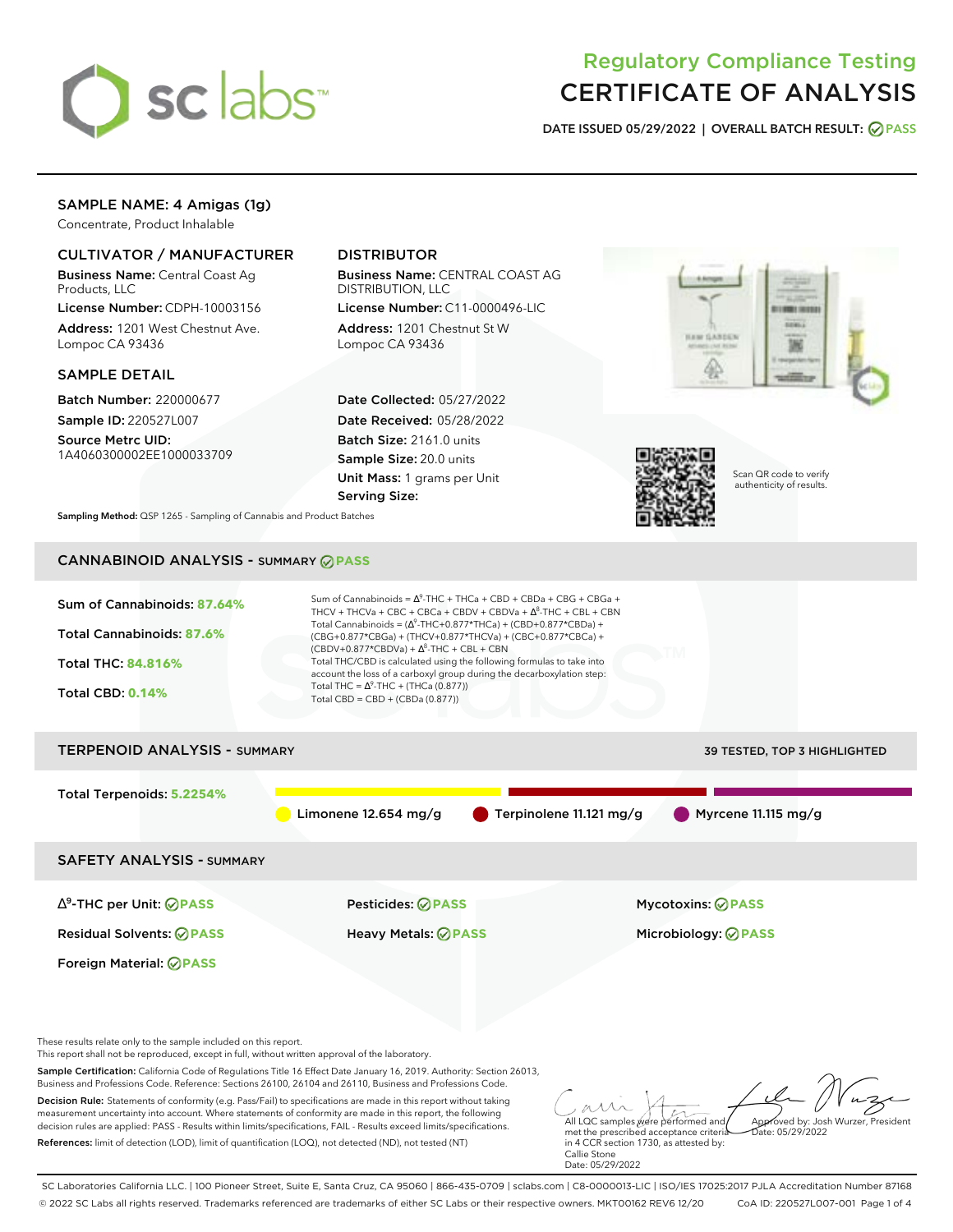# Regulatory Compliance Testing
# CERTIFICATE OF ANALYSIS

DATE ISSUED 05/29/2022 | OVERALL BATCH RESULT: PASS

## SAMPLE NAME: 4 Amigas (1g)

Concentrate, Product Inhalable

### CULTIVATOR / MANUFACTURER

**Business Name:** Central Coast Ag Products, LLC

**License Number:** CDPH-10003156

**Address:** 1201 West Chestnut Ave. Lompoc CA 93436

### DISTRIBUTOR

**Business Name:** CENTRAL COAST AG DISTRIBUTION, LLC

**License Number:** C11-0000496-LIC

**Address:** 1201 Chestnut St W Lompoc CA 93436

### SAMPLE DETAIL

**Batch Number:** 220000677

**Sample ID:** 220527L007

**Source Metrc UID:** 1A4060300002EE1000033709

**Date Collected:** 05/27/2022

**Date Received:** 05/28/2022

**Batch Size:** 2161.0 units

**Sample Size:** 20.0 units

**Unit Mass:** 1 grams per Unit

**Serving Size:**

Scan QR code to verify authenticity of results.

**Sampling Method:** QSP 1265 - Sampling of Cannabis and Product Batches

## CANNABINOID ANALYSIS - SUMMARY PASS

**Sum of Cannabinoids:** 87.64%

**Total Cannabinoids:** 87.6%

**Total THC:** 84.816%

**Total CBD:** 0.14%

Sum of Cannabinoids = $\Delta^9$-THC + THCa + CBD + CBDa + CBG + CBGa + THCV + THCVa + CBC + CBCa + CBDV + CBDVa + $\Delta^8$-THC + CBL + CBN

Total Cannabinoids = ($\Delta^9$-THC+0.877*THCa) + (CBD+0.877*CBDa) + (CBG+0.877*CBGa) + (THCV+0.877*THCVa) + (CBC+0.877*CBCa) + (CBDV+0.877*CBDVa) + $\Delta^8$-THC + CBL + CBN

Total THC/CBD is calculated using the following formulas to take into account the loss of a carboxyl group during the decarboxylation step:

Total THC = $\Delta^9$-THC + (THCa (0.877))

Total CBD = CBD + (CBDa (0.877))

## TERPENOID ANALYSIS - SUMMARY

39 TESTED, TOP 3 HIGHLIGHTED

**Total Terpenoids:** 5.2254%

Limonene 12.654 mg/g | Terpinolene 11.121 mg/g | Myrcene 11.115 mg/g

## SAFETY ANALYSIS - SUMMARY

| | | |
|---|---|---|
| $\Delta^9$-THC per Unit: PASS | Pesticides: PASS | Mycotoxins: PASS |
| Residual Solvents: PASS | Heavy Metals: PASS | Microbiology: PASS |
| Foreign Material: PASS | | |

These results relate only to the sample included on this report.
This report shall not be reproduced, except in full, without written approval of the laboratory.

**Sample Certification:** California Code of Regulations Title 16 Effect Date January 16, 2019. Authority: Section 26013, Business and Professions Code. Reference: Sections 26100, 26104 and 26110, Business and Professions Code.

**Decision Rule:** Statements of conformity (e.g. Pass/Fail) to specifications are made in this report without taking measurement uncertainty into account. Where statements of conformity are made in this report, the following decision rules are applied: PASS - Results within limits/specifications, FAIL - Results exceed limits/specifications.

**References:** limit of detection (LOD), limit of quantification (LOQ), not detected (ND), not tested (NT)

All LQC samples were performed and met the prescribed acceptance criteria in 4 CCR section 1730, as attested by: Callie Stone Date: 05/29/2022

Approved by: Josh Wurzer, President Date: 05/29/2022

SC Laboratories California LLC. | 100 Pioneer Street, Suite E, Santa Cruz, CA 95060 | 866-435-0709 | sclabs.com | C8-0000013-LIC | ISO/IES 17025:2017 PJLA Accreditation Number 87168
© 2022 SC Labs all rights reserved. Trademarks referenced are trademarks of either SC Labs or their respective owners. MKT00162 REV6 12/20 CoA ID: 220527L007-001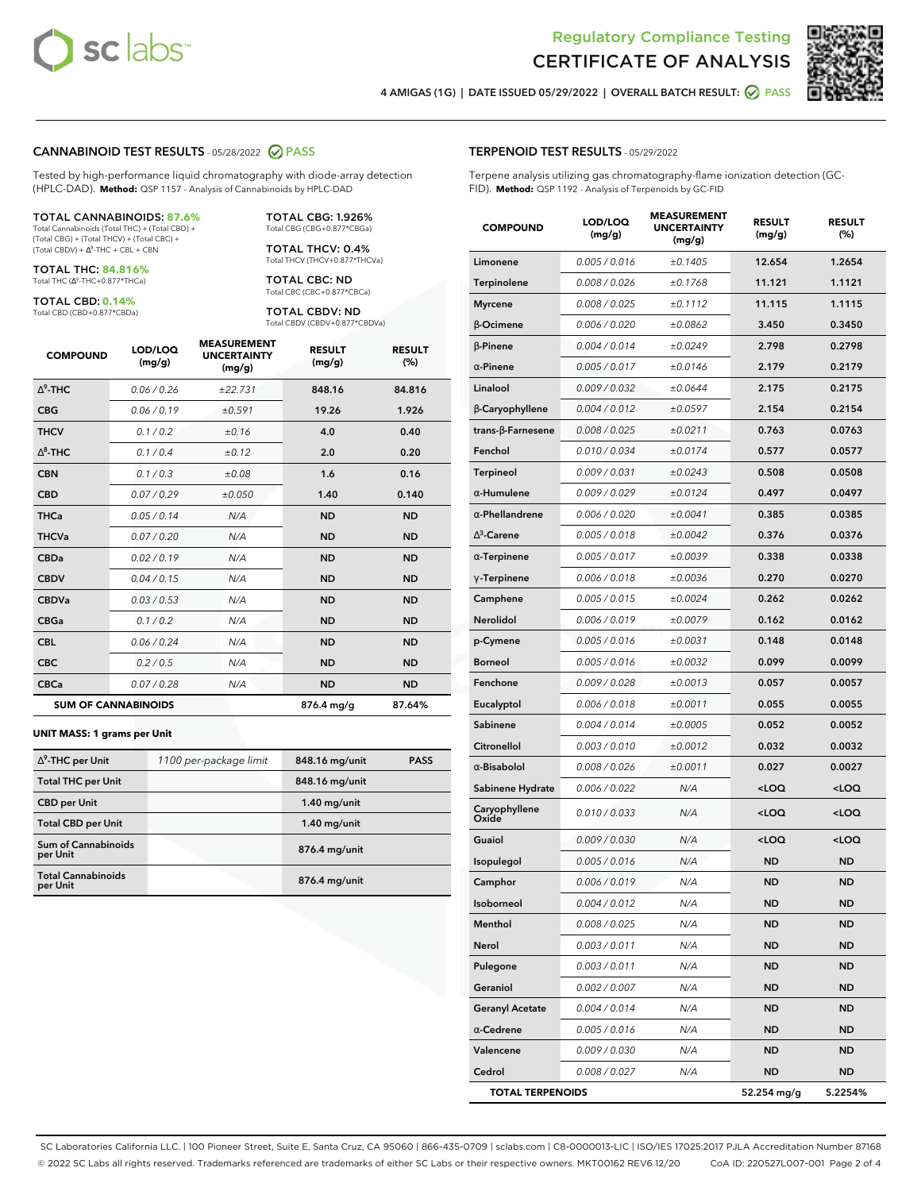# Regulatory Compliance Testing
# CERTIFICATE OF ANALYSIS

4 AMIGAS (1G) | DATE ISSUED 05/29/2022 | OVERALL BATCH RESULT: PASS

## CANNABINOID TEST RESULTS - 05/28/2022 PASS

Tested by high-performance liquid chromatography with diode-array detection (HPLC-DAD). **Method:** QSP 1157 - Analysis of Cannabinoids by HPLC-DAD

**TOTAL CANNABINOIDS: 87.6%**
Total Cannabinoids (Total THC) + (Total CBD) + (Total CBG) + (Total THCV) + (Total CBC) + (Total CBDV) + Δ8-THC + CBL + CBN

**TOTAL THC: 84.816%**
Total THC (Δ9-THC+0.877*THCa)

**TOTAL CBD: 0.14%**
Total CBD (CBD+0.877*CBDa)

**TOTAL CBG: 1.926%**
Total CBG (CBG+0.877*CBGa)

**TOTAL THCV: 0.4%**
Total THCV (THCV+0.877*THCVa)

**TOTAL CBC: ND**
Total CBC (CBC+0.877*CBCa)

**TOTAL CBDV: ND**
Total CBDV (CBDV+0.877*CBDVa)

| COMPOUND | LOD/LOQ (mg/g) | MEASUREMENT UNCERTAINTY (mg/g) | RESULT (mg/g) | RESULT (%) |
|---|---|---|---|---|
| Δ9-THC | 0.06 / 0.26 | ±22.731 | 848.16 | 84.816 |
| CBG | 0.06 / 0.19 | ±0.591 | 19.26 | 1.926 |
| THCV | 0.1 / 0.2 | ±0.16 | 4.0 | 0.40 |
| Δ8-THC | 0.1 / 0.4 | ±0.12 | 2.0 | 0.20 |
| CBN | 0.1 / 0.3 | ±0.08 | 1.6 | 0.16 |
| CBD | 0.07 / 0.29 | ±0.050 | 1.40 | 0.140 |
| THCa | 0.05 / 0.14 | N/A | ND | ND |
| THCVa | 0.07 / 0.20 | N/A | ND | ND |
| CBDa | 0.02 / 0.19 | N/A | ND | ND |
| CBDV | 0.04 / 0.15 | N/A | ND | ND |
| CBDVa | 0.03 / 0.53 | N/A | ND | ND |
| CBGa | 0.1 / 0.2 | N/A | ND | ND |
| CBL | 0.06 / 0.24 | N/A | ND | ND |
| CBC | 0.2 / 0.5 | N/A | ND | ND |
| CBCa | 0.07 / 0.28 | N/A | ND | ND |
| **SUM OF CANNABINOIDS** | | | 876.4 mg/g | 87.64% |

**UNIT MASS: 1 grams per Unit**

| | | | |
|---|---|---|---|
| Δ9-THC per Unit | 1100 per-package limit | 848.16 mg/unit | PASS |
| Total THC per Unit | | 848.16 mg/unit | |
| CBD per Unit | | 1.40 mg/unit | |
| Total CBD per Unit | | 1.40 mg/unit | |
| Sum of Cannabinoids per Unit | | 876.4 mg/unit | |
| Total Cannabinoids per Unit | | 876.4 mg/unit | |

## TERPENOID TEST RESULTS - 05/29/2022

Terpene analysis utilizing gas chromatography-flame ionization detection (GC-FID). **Method:** QSP 1192 - Analysis of Terpenoids by GC-FID

| COMPOUND | LOD/LOQ (mg/g) | MEASUREMENT UNCERTAINTY (mg/g) | RESULT (mg/g) | RESULT (%) |
|---|---|---|---|---|
| Limonene | 0.005 / 0.016 | ±0.1405 | 12.654 | 1.2654 |
| Terpinolene | 0.008 / 0.026 | ±0.1768 | 11.121 | 1.1121 |
| Myrcene | 0.008 / 0.025 | ±0.1112 | 11.115 | 1.1115 |
| β-Ocimene | 0.006 / 0.020 | ±0.0862 | 3.450 | 0.3450 |
| β-Pinene | 0.004 / 0.014 | ±0.0249 | 2.798 | 0.2798 |
| α-Pinene | 0.005 / 0.017 | ±0.0146 | 2.179 | 0.2179 |
| Linalool | 0.009 / 0.032 | ±0.0644 | 2.175 | 0.2175 |
| β-Caryophyllene | 0.004 / 0.012 | ±0.0597 | 2.154 | 0.2154 |
| trans-β-Farnesene | 0.008 / 0.025 | ±0.0211 | 0.763 | 0.0763 |
| Fenchol | 0.010 / 0.034 | ±0.0174 | 0.577 | 0.0577 |
| Terpineol | 0.009 / 0.031 | ±0.0243 | 0.508 | 0.0508 |
| α-Humulene | 0.009 / 0.029 | ±0.0124 | 0.497 | 0.0497 |
| α-Phellandrene | 0.006 / 0.020 | ±0.0041 | 0.385 | 0.0385 |
| Δ3-Carene | 0.005 / 0.018 | ±0.0042 | 0.376 | 0.0376 |
| α-Terpinene | 0.005 / 0.017 | ±0.0039 | 0.338 | 0.0338 |
| γ-Terpinene | 0.006 / 0.018 | ±0.0036 | 0.270 | 0.0270 |
| Camphene | 0.005 / 0.015 | ±0.0024 | 0.262 | 0.0262 |
| Nerolidol | 0.006 / 0.019 | ±0.0079 | 0.162 | 0.0162 |
| p-Cymene | 0.005 / 0.016 | ±0.0031 | 0.148 | 0.0148 |
| Borneol | 0.005 / 0.016 | ±0.0032 | 0.099 | 0.0099 |
| Fenchone | 0.009 / 0.028 | ±0.0013 | 0.057 | 0.0057 |
| Eucalyptol | 0.006 / 0.018 | ±0.0011 | 0.055 | 0.0055 |
| Sabinene | 0.004 / 0.014 | ±0.0005 | 0.052 | 0.0052 |
| Citronellol | 0.003 / 0.010 | ±0.0012 | 0.032 | 0.0032 |
| α-Bisabolol | 0.008 / 0.026 | ±0.0011 | 0.027 | 0.0027 |
| Sabinene Hydrate | 0.006 / 0.022 | N/A | <LOQ | <LOQ |
| Caryophyllene Oxide | 0.010 / 0.033 | N/A | <LOQ | <LOQ |
| Guaiol | 0.009 / 0.030 | N/A | <LOQ | <LOQ |
| Isopulegol | 0.005 / 0.016 | N/A | ND | ND |
| Camphor | 0.006 / 0.019 | N/A | ND | ND |
| Isoborneol | 0.004 / 0.012 | N/A | ND | ND |
| Menthol | 0.008 / 0.025 | N/A | ND | ND |
| Nerol | 0.003 / 0.011 | N/A | ND | ND |
| Pulegone | 0.003 / 0.011 | N/A | ND | ND |
| Geraniol | 0.002 / 0.007 | N/A | ND | ND |
| Geranyl Acetate | 0.004 / 0.014 | N/A | ND | ND |
| α-Cedrene | 0.005 / 0.016 | N/A | ND | ND |
| Valencene | 0.009 / 0.030 | N/A | ND | ND |
| Cedrol | 0.008 / 0.027 | N/A | ND | ND |
| **TOTAL TERPENOIDS** | | | 52.254 mg/g | 5.2254% |

SC Laboratories California LLC. | 100 Pioneer Street, Suite E, Santa Cruz, CA 95060 | 866-435-0709 | sclabs.com | C8-0000013-LIC | ISO/IES 17025:2017 PJLA Accreditation Number 87168
© 2022 SC Labs all rights reserved. Trademarks referenced are trademarks of either SC Labs or their respective owners. MKT00162 REV6 12/20 CoA ID: 220527L007-001